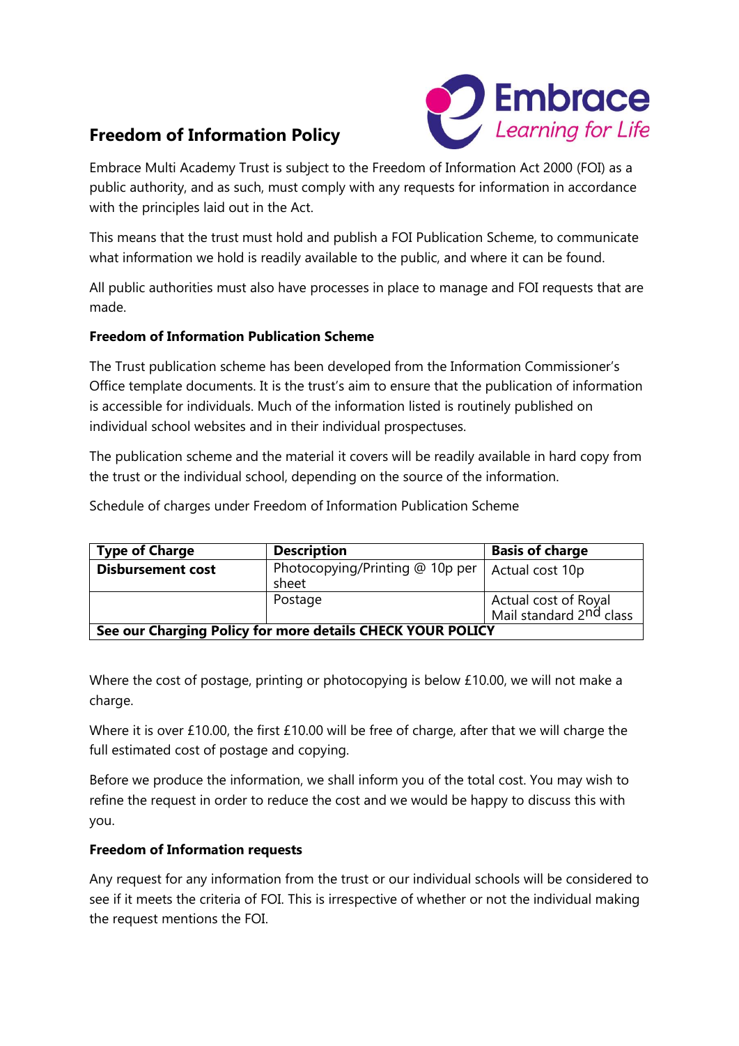# Freedom of Information Policy

Embrace Multi Academy Trust is subject to the Freedom of Information Act 2000 (FOI) as a public authority, and as such, must comply with any requests for information in accordance with the principles laid out in the Act.

This means that the trust must hold and publish a FOI Publication Scheme, to communicate what information we hold is readily available to the public, and where it can be found.

All public authorities must also have processes in place to manage and FOI requests that are made.

**Freedom of Information Publication Scheme**

The Trust publication scheme has been developed from the Information Commissioner's Office template documents. It is the trust's aim to ensure that the publication of information is accessible for individuals. Much of the information listed is routinely published on individual school websites and in their individual prospectuses.

The publication scheme and the material it covers will be readily available in hard copy from the trust or the individual school, depending on the source of the information.

Schedule of charges under Freedom of Information Publication Scheme

| Type of Charge | Description | Basis of charge |
|---|---|---|
| **Disbursement cost** | Photocopying/Printing @ 10p per sheet | Actual cost 10p |
| | Postage | Actual cost of Royal Mail standard 2nd class |
| **See our Charging Policy for more details CHECK YOUR POLICY** | | |

Where the cost of postage, printing or photocopying is below £10.00, we will not make a charge.

Where it is over £10.00, the first £10.00 will be free of charge, after that we will charge the full estimated cost of postage and copying.

Before we produce the information, we shall inform you of the total cost. You may wish to refine the request in order to reduce the cost and we would be happy to discuss this with you.

**Freedom of Information requests**

Any request for any information from the trust or our individual schools will be considered to see if it meets the criteria of FOI. This is irrespective of whether or not the individual making the request mentions the FOI.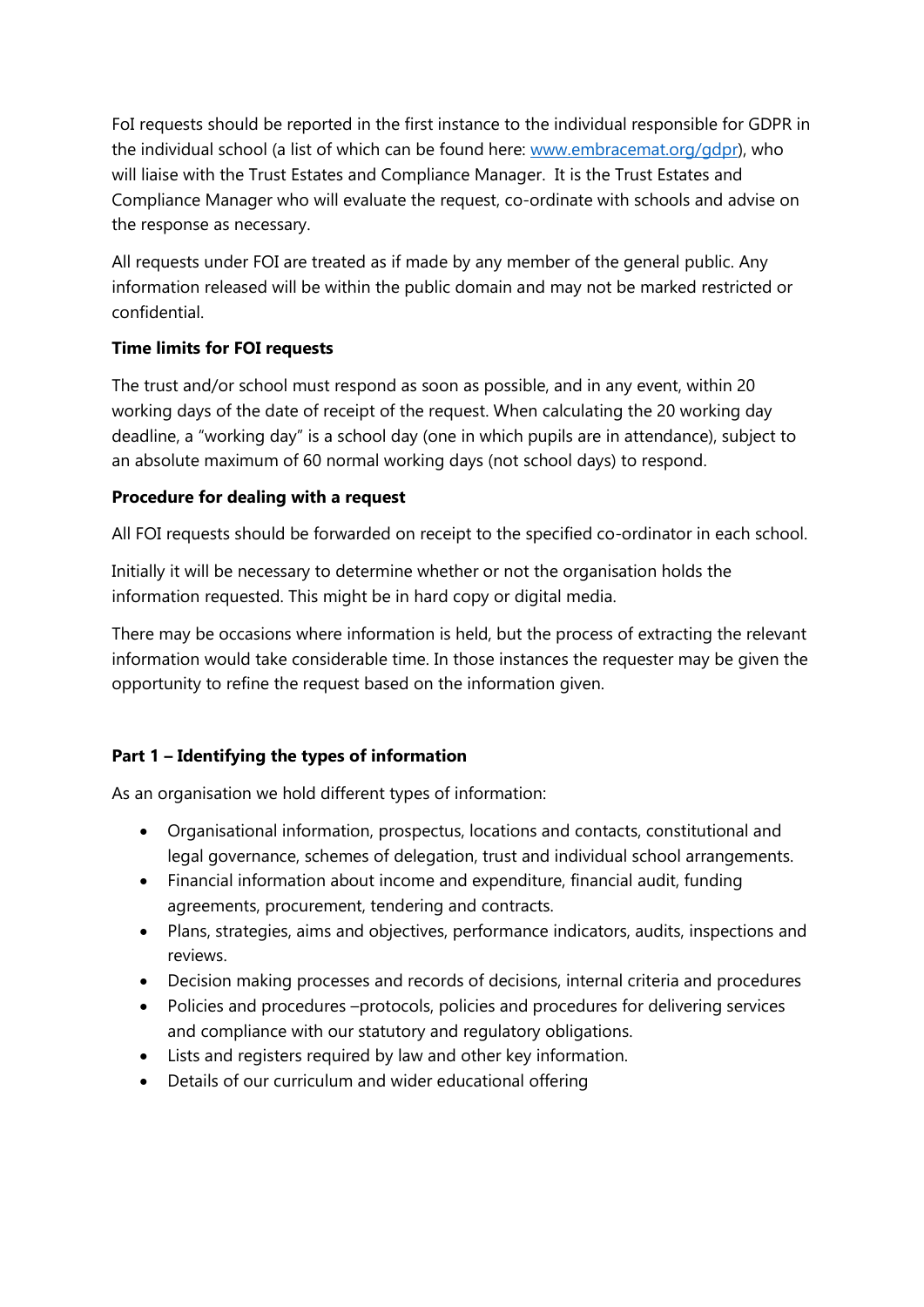FoI requests should be reported in the first instance to the individual responsible for GDPR in the individual school (a list of which can be found here: [www.embracemat.org/gdpr](www.embracemat.org/gdpr)), who will liaise with the Trust Estates and Compliance Manager. It is the Trust Estates and Compliance Manager who will evaluate the request, co-ordinate with schools and advise on the response as necessary.

All requests under FOI are treated as if made by any member of the general public. Any information released will be within the public domain and may not be marked restricted or confidential.

**Time limits for FOI requests**

The trust and/or school must respond as soon as possible, and in any event, within 20 working days of the date of receipt of the request. When calculating the 20 working day deadline, a "working day" is a school day (one in which pupils are in attendance), subject to an absolute maximum of 60 normal working days (not school days) to respond.

**Procedure for dealing with a request**

All FOI requests should be forwarded on receipt to the specified co-ordinator in each school.

Initially it will be necessary to determine whether or not the organisation holds the information requested. This might be in hard copy or digital media.

There may be occasions where information is held, but the process of extracting the relevant information would take considerable time. In those instances the requester may be given the opportunity to refine the request based on the information given.

**Part 1 – Identifying the types of information**

As an organisation we hold different types of information:

- Organisational information, prospectus, locations and contacts, constitutional and legal governance, schemes of delegation, trust and individual school arrangements.
- Financial information about income and expenditure, financial audit, funding agreements, procurement, tendering and contracts.
- Plans, strategies, aims and objectives, performance indicators, audits, inspections and reviews.
- Decision making processes and records of decisions, internal criteria and procedures
- Policies and procedures –protocols, policies and procedures for delivering services and compliance with our statutory and regulatory obligations.
- Lists and registers required by law and other key information.
- Details of our curriculum and wider educational offering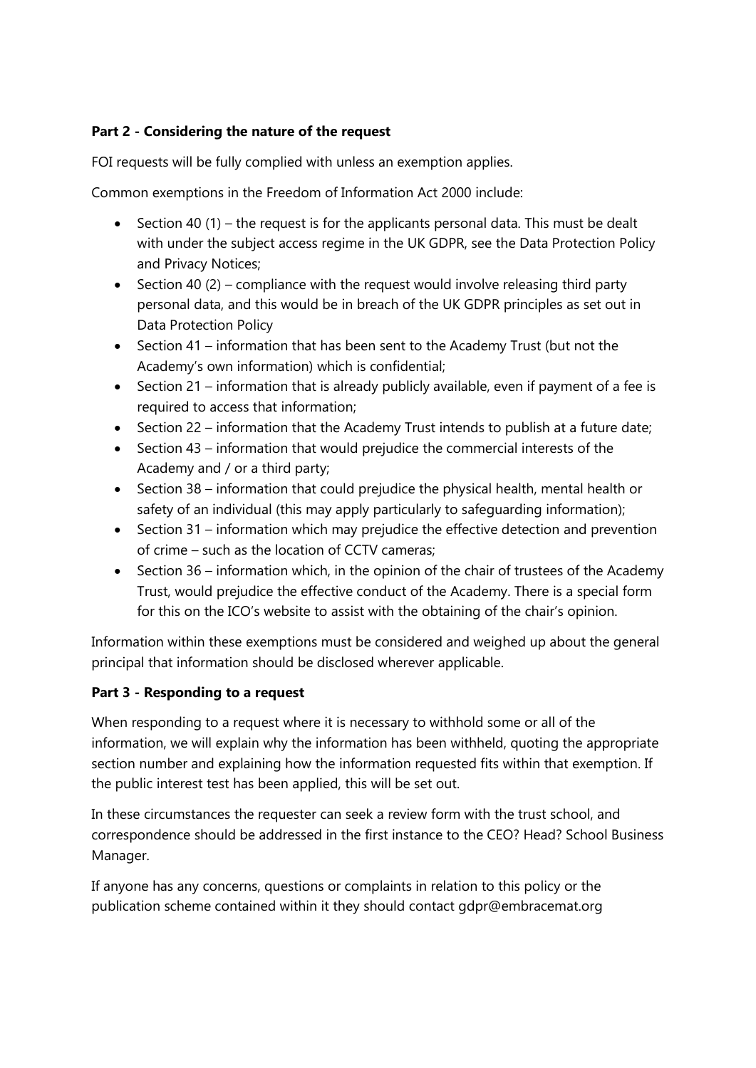**Part 2 - Considering the nature of the request**

FOI requests will be fully complied with unless an exemption applies.

Common exemptions in the Freedom of Information Act 2000 include:

- Section 40 (1) – the request is for the applicants personal data. This must be dealt with under the subject access regime in the UK GDPR, see the Data Protection Policy and Privacy Notices;
- Section 40 (2) – compliance with the request would involve releasing third party personal data, and this would be in breach of the UK GDPR principles as set out in Data Protection Policy
- Section 41 – information that has been sent to the Academy Trust (but not the Academy's own information) which is confidential;
- Section 21 – information that is already publicly available, even if payment of a fee is required to access that information;
- Section 22 – information that the Academy Trust intends to publish at a future date;
- Section 43 – information that would prejudice the commercial interests of the Academy and / or a third party;
- Section 38 – information that could prejudice the physical health, mental health or safety of an individual (this may apply particularly to safeguarding information);
- Section 31 – information which may prejudice the effective detection and prevention of crime – such as the location of CCTV cameras;
- Section 36 – information which, in the opinion of the chair of trustees of the Academy Trust, would prejudice the effective conduct of the Academy. There is a special form for this on the ICO's website to assist with the obtaining of the chair's opinion.

Information within these exemptions must be considered and weighed up about the general principal that information should be disclosed wherever applicable.

**Part 3 - Responding to a request**

When responding to a request where it is necessary to withhold some or all of the information, we will explain why the information has been withheld, quoting the appropriate section number and explaining how the information requested fits within that exemption. If the public interest test has been applied, this will be set out.

In these circumstances the requester can seek a review form with the trust school, and correspondence should be addressed in the first instance to the CEO? Head? School Business Manager.

If anyone has any concerns, questions or complaints in relation to this policy or the publication scheme contained within it they should contact gdpr@embracemat.org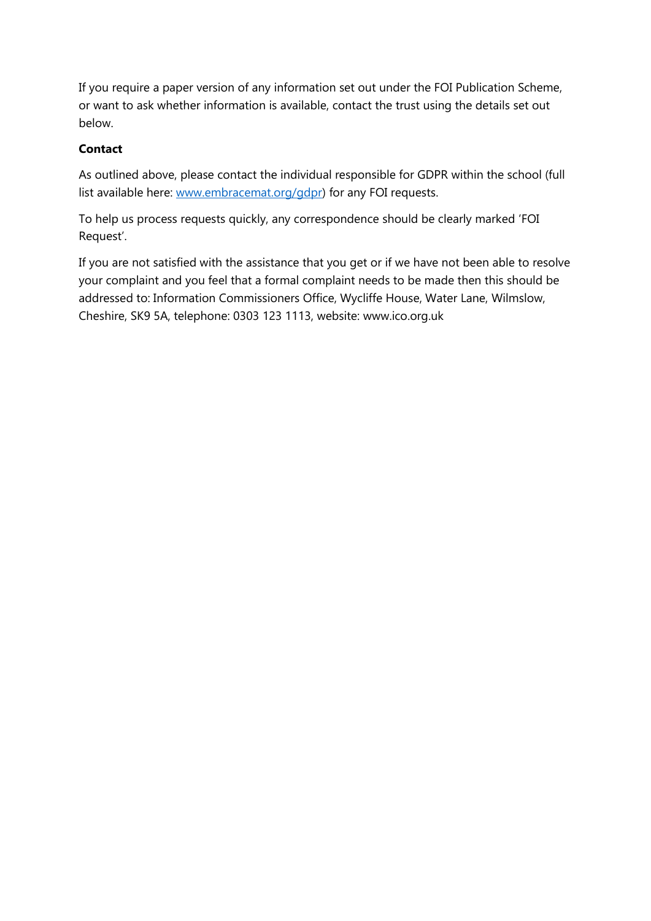If you require a paper version of any information set out under the FOI Publication Scheme, or want to ask whether information is available, contact the trust using the details set out below.

**Contact**

As outlined above, please contact the individual responsible for GDPR within the school (full list available here: [www.embracemat.org/gdpr](www.embracemat.org/gdpr)) for any FOI requests.

To help us process requests quickly, any correspondence should be clearly marked 'FOI Request'.

If you are not satisfied with the assistance that you get or if we have not been able to resolve your complaint and you feel that a formal complaint needs to be made then this should be addressed to: Information Commissioners Office, Wycliffe House, Water Lane, Wilmslow, Cheshire, SK9 5A, telephone: 0303 123 1113, website: www.ico.org.uk